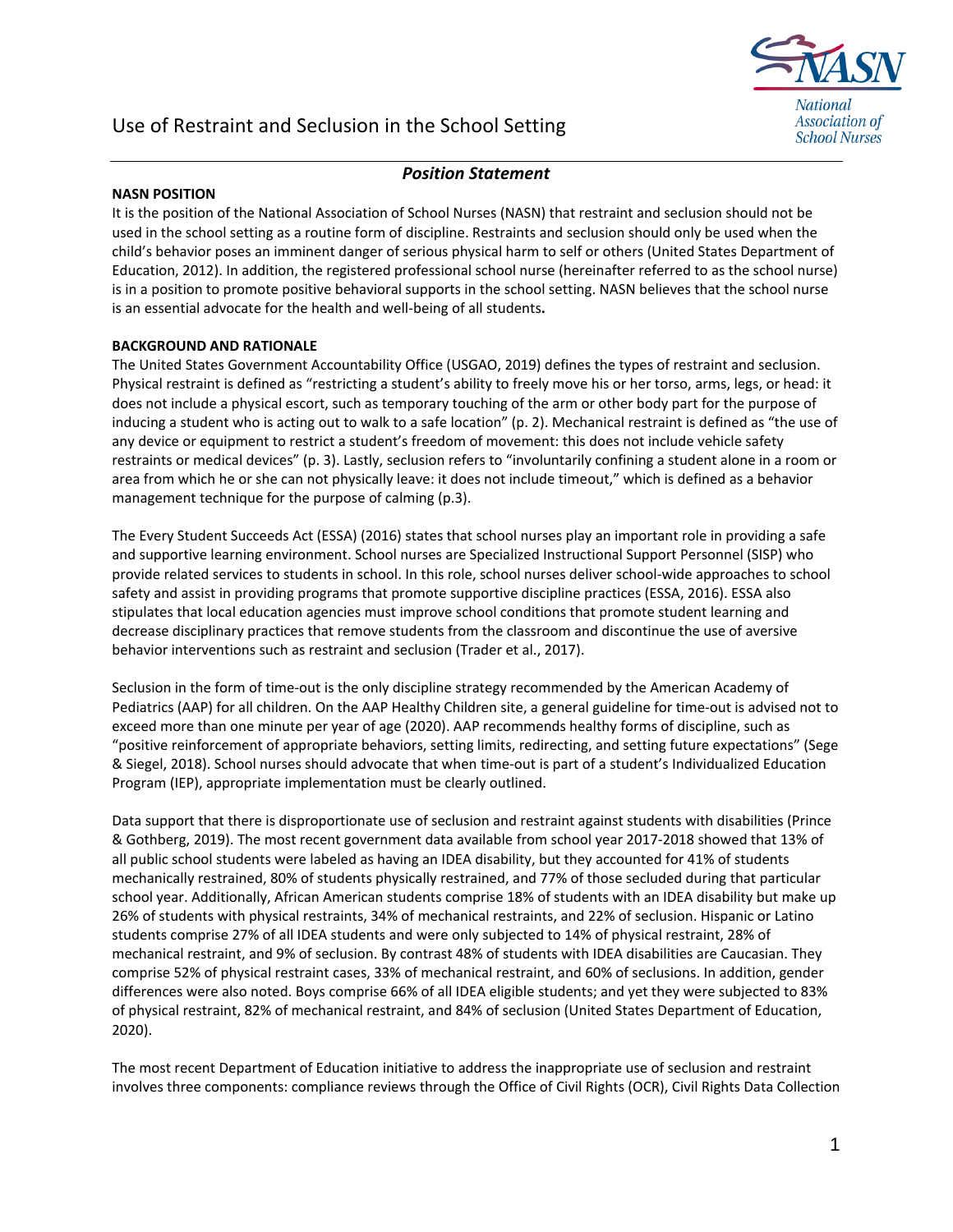# Use of Restraint and Seclusion in the School Setting

National Association of School Nurses

***Position Statement***

**NASN POSITION**

It is the position of the National Association of School Nurses (NASN) that restraint and seclusion should not be used in the school setting as a routine form of discipline. Restraints and seclusion should only be used when the child's behavior poses an imminent danger of serious physical harm to self or others (United States Department of Education, 2012). In addition, the registered professional school nurse (hereinafter referred to as the school nurse) is in a position to promote positive behavioral supports in the school setting. NASN believes that the school nurse is an essential advocate for the health and well-being of all students**.**

**BACKGROUND AND RATIONALE**

The United States Government Accountability Office (USGAO, 2019) defines the types of restraint and seclusion. Physical restraint is defined as "restricting a student's ability to freely move his or her torso, arms, legs, or head: it does not include a physical escort, such as temporary touching of the arm or other body part for the purpose of inducing a student who is acting out to walk to a safe location" (p. 2). Mechanical restraint is defined as "the use of any device or equipment to restrict a student's freedom of movement: this does not include vehicle safety restraints or medical devices" (p. 3). Lastly, seclusion refers to "involuntarily confining a student alone in a room or area from which he or she can not physically leave: it does not include timeout," which is defined as a behavior management technique for the purpose of calming (p.3).

The Every Student Succeeds Act (ESSA) (2016) states that school nurses play an important role in providing a safe and supportive learning environment. School nurses are Specialized Instructional Support Personnel (SISP) who provide related services to students in school. In this role, school nurses deliver school-wide approaches to school safety and assist in providing programs that promote supportive discipline practices (ESSA, 2016). ESSA also stipulates that local education agencies must improve school conditions that promote student learning and decrease disciplinary practices that remove students from the classroom and discontinue the use of aversive behavior interventions such as restraint and seclusion (Trader et al., 2017).

Seclusion in the form of time-out is the only discipline strategy recommended by the American Academy of Pediatrics (AAP) for all children. On the AAP Healthy Children site, a general guideline for time-out is advised not to exceed more than one minute per year of age (2020). AAP recommends healthy forms of discipline, such as "positive reinforcement of appropriate behaviors, setting limits, redirecting, and setting future expectations" (Sege & Siegel, 2018). School nurses should advocate that when time-out is part of a student's Individualized Education Program (IEP), appropriate implementation must be clearly outlined.

Data support that there is disproportionate use of seclusion and restraint against students with disabilities (Prince & Gothberg, 2019). The most recent government data available from school year 2017-2018 showed that 13% of all public school students were labeled as having an IDEA disability, but they accounted for 41% of students mechanically restrained, 80% of students physically restrained, and 77% of those secluded during that particular school year. Additionally, African American students comprise 18% of students with an IDEA disability but make up 26% of students with physical restraints, 34% of mechanical restraints, and 22% of seclusion. Hispanic or Latino students comprise 27% of all IDEA students and were only subjected to 14% of physical restraint, 28% of mechanical restraint, and 9% of seclusion. By contrast 48% of students with IDEA disabilities are Caucasian. They comprise 52% of physical restraint cases, 33% of mechanical restraint, and 60% of seclusions. In addition, gender differences were also noted. Boys comprise 66% of all IDEA eligible students; and yet they were subjected to 83% of physical restraint, 82% of mechanical restraint, and 84% of seclusion (United States Department of Education, 2020).

The most recent Department of Education initiative to address the inappropriate use of seclusion and restraint involves three components: compliance reviews through the Office of Civil Rights (OCR), Civil Rights Data Collection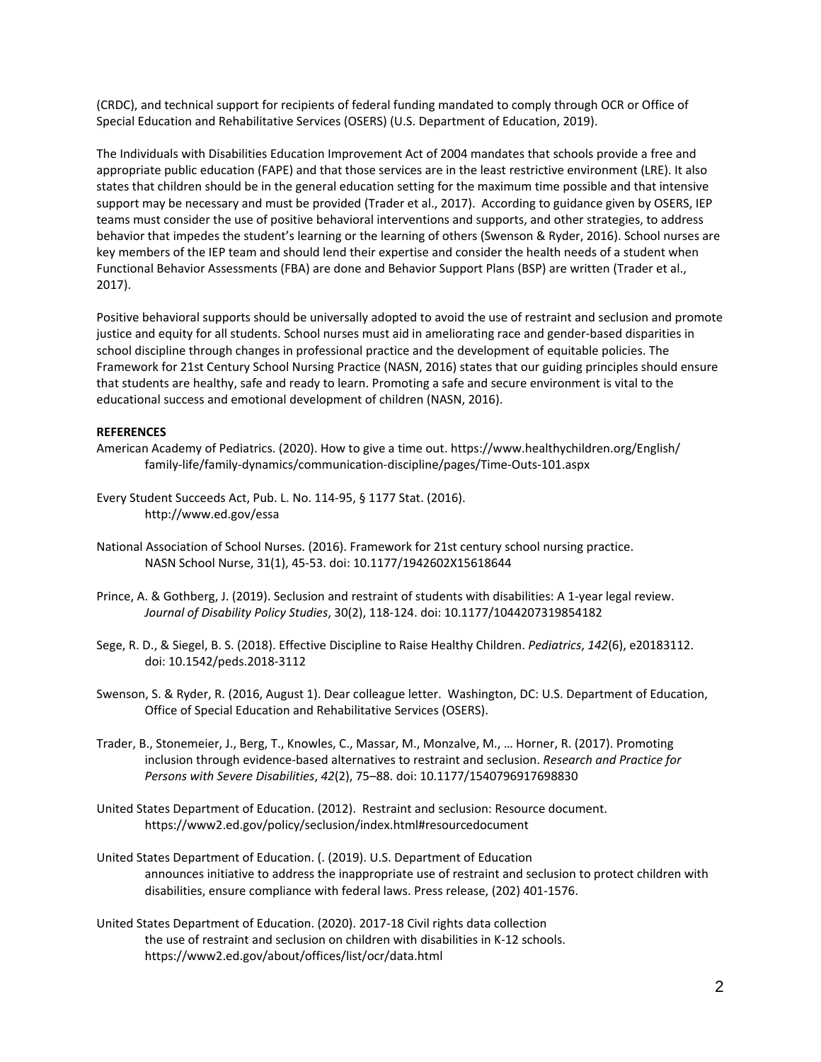(CRDC), and technical support for recipients of federal funding mandated to comply through OCR or Office of Special Education and Rehabilitative Services (OSERS) (U.S. Department of Education, 2019).

The Individuals with Disabilities Education Improvement Act of 2004 mandates that schools provide a free and appropriate public education (FAPE) and that those services are in the least restrictive environment (LRE). It also states that children should be in the general education setting for the maximum time possible and that intensive support may be necessary and must be provided (Trader et al., 2017). According to guidance given by OSERS, IEP teams must consider the use of positive behavioral interventions and supports, and other strategies, to address behavior that impedes the student's learning or the learning of others (Swenson & Ryder, 2016). School nurses are key members of the IEP team and should lend their expertise and consider the health needs of a student when Functional Behavior Assessments (FBA) are done and Behavior Support Plans (BSP) are written (Trader et al., 2017).

Positive behavioral supports should be universally adopted to avoid the use of restraint and seclusion and promote justice and equity for all students. School nurses must aid in ameliorating race and gender-based disparities in school discipline through changes in professional practice and the development of equitable policies. The Framework for 21st Century School Nursing Practice (NASN, 2016) states that our guiding principles should ensure that students are healthy, safe and ready to learn. Promoting a safe and secure environment is vital to the educational success and emotional development of children (NASN, 2016).

**REFERENCES**

American Academy of Pediatrics. (2020). How to give a time out. https://www.healthychildren.org/English/family-life/family-dynamics/communication-discipline/pages/Time-Outs-101.aspx

Every Student Succeeds Act, Pub. L. No. 114-95, § 1177 Stat. (2016). http://www.ed.gov/essa

National Association of School Nurses. (2016). Framework for 21st century school nursing practice. NASN School Nurse, 31(1), 45-53. doi: 10.1177/1942602X15618644

Prince, A. & Gothberg, J. (2019). Seclusion and restraint of students with disabilities: A 1-year legal review. *Journal of Disability Policy Studies*, 30(2), 118-124. doi: 10.1177/1044207319854182

Sege, R. D., & Siegel, B. S. (2018). Effective Discipline to Raise Healthy Children. *Pediatrics*, *142*(6), e20183112. doi: 10.1542/peds.2018-3112

Swenson, S. & Ryder, R. (2016, August 1). Dear colleague letter. Washington, DC: U.S. Department of Education, Office of Special Education and Rehabilitative Services (OSERS).

Trader, B., Stonemeier, J., Berg, T., Knowles, C., Massar, M., Monzalve, M., … Horner, R. (2017). Promoting inclusion through evidence-based alternatives to restraint and seclusion. *Research and Practice for Persons with Severe Disabilities*, *42*(2), 75–88. doi: 10.1177/1540796917698830

United States Department of Education. (2012). Restraint and seclusion: Resource document. https://www2.ed.gov/policy/seclusion/index.html#resourcedocument

United States Department of Education. (. (2019). U.S. Department of Education announces initiative to address the inappropriate use of restraint and seclusion to protect children with disabilities, ensure compliance with federal laws. Press release, (202) 401-1576.

United States Department of Education. (2020). 2017-18 Civil rights data collection the use of restraint and seclusion on children with disabilities in K-12 schools. https://www2.ed.gov/about/offices/list/ocr/data.html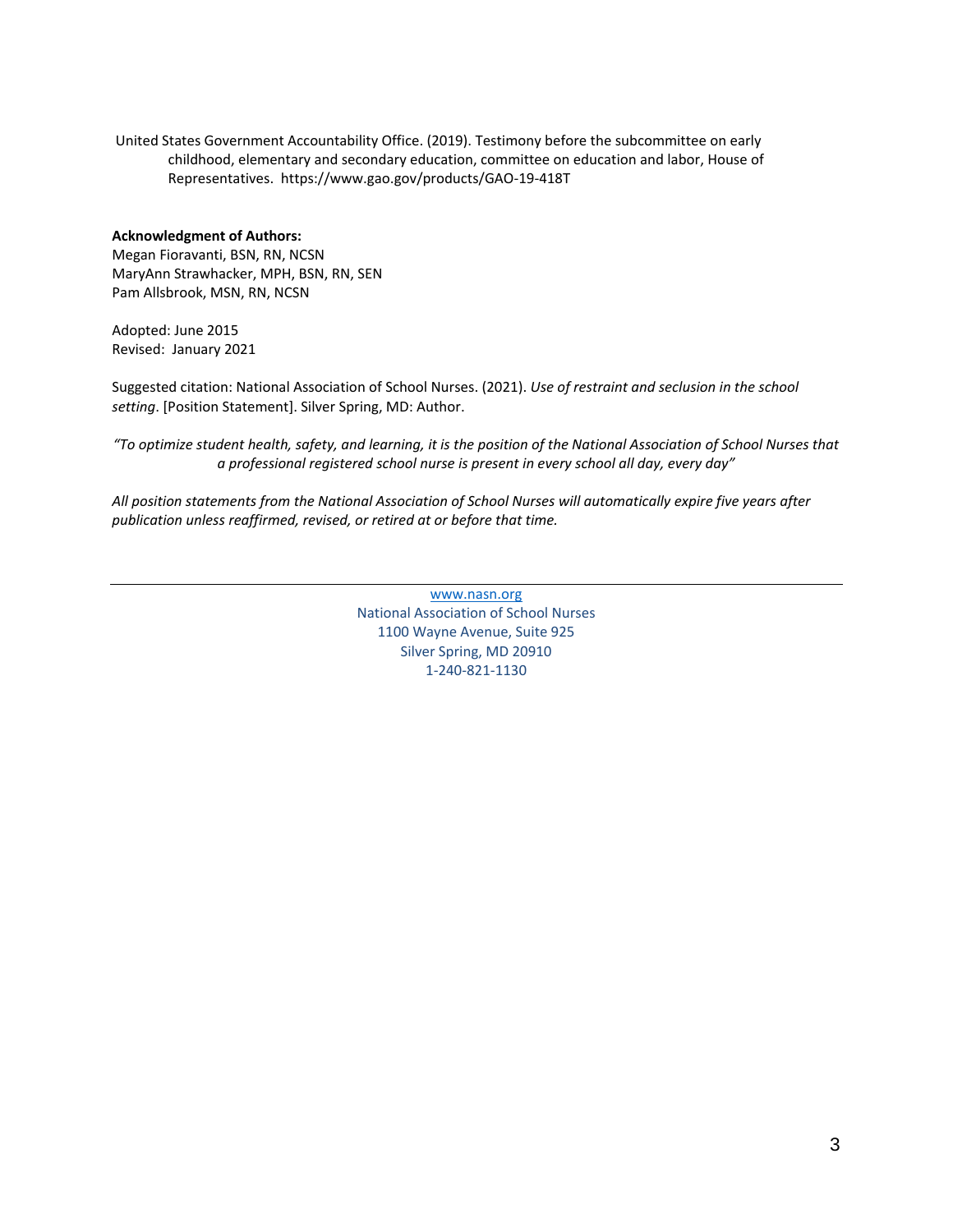United States Government Accountability Office. (2019). Testimony before the subcommittee on early childhood, elementary and secondary education, committee on education and labor, House of Representatives. https://www.gao.gov/products/GAO-19-418T

**Acknowledgment of Authors:**
Megan Fioravanti, BSN, RN, NCSN
MaryAnn Strawhacker, MPH, BSN, RN, SEN
Pam Allsbrook, MSN, RN, NCSN

Adopted: June 2015
Revised: January 2021

Suggested citation: National Association of School Nurses. (2021). *Use of restraint and seclusion in the school setting*. [Position Statement]. Silver Spring, MD: Author.

*"To optimize student health, safety, and learning, it is the position of the National Association of School Nurses that a professional registered school nurse is present in every school all day, every day"*

*All position statements from the National Association of School Nurses will automatically expire five years after publication unless reaffirmed, revised, or retired at or before that time.*

---

www.nasn.org
National Association of School Nurses
1100 Wayne Avenue, Suite 925
Silver Spring, MD 20910
1-240-821-1130